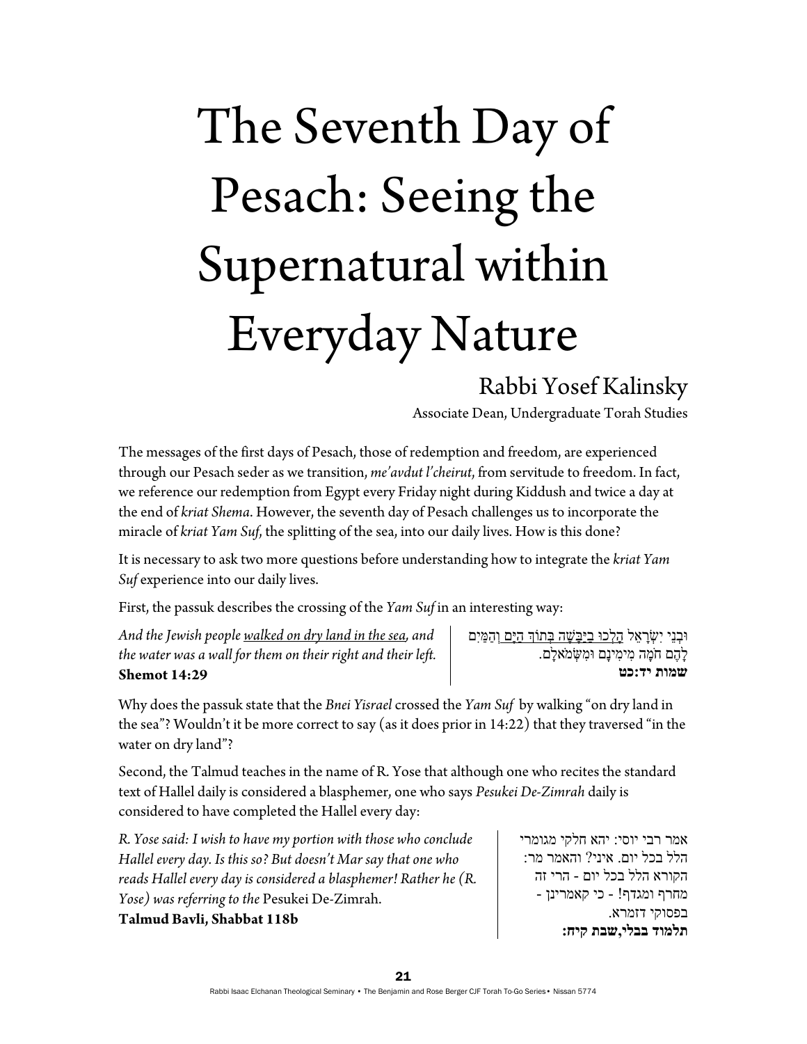# The Seventh Day of Pesach: Seeing the Supernatural within Everyday Nature

## Rabbi Yosef Kalinsky

Associate Dean, Undergraduate Torah Studies

The messages of the first days of Pesach, those of redemption and freedom, are experienced through our Pesach seder as we transition, *me'avdut l'cheirut*, from servitude to freedom. In fact, we reference our redemption from Egypt every Friday night during Kiddush and twice a day at the end of *kriat Shema*. However, the seventh day of Pesach challenges us to incorporate the miracle of *kriat Yam Suf*, the splitting of the sea, into our daily lives. How is this done?

It is necessary to ask two more questions before understanding how to integrate the *kriat Yam Suf* experience into our daily lives.

First, the passuk describes the crossing of the *Yam Suf* in an interesting way:

*And the Jewish people walked on dry land in the sea, and the water was a wall for them on their right and their left.*
**Shemot 14:29**

וּבְנֵי יִשְׂרָאֵל הָלְכוּ בַיַּבָּשָׁה בְּתוֹךְ הַיָּם וְהַמַּיִם לָהֶם חֹמָה מִימִינָם וּמִשְּׂמֹאלָם.
**שמות יד:כט**

Why does the passuk state that the *Bnei Yisrael* crossed the *Yam Suf* by walking "on dry land in the sea"? Wouldn't it be more correct to say (as it does prior in 14:22) that they traversed "in the water on dry land"?

Second, the Talmud teaches in the name of R. Yose that although one who recites the standard text of Hallel daily is considered a blasphemer, one who says *Pesukei De-Zimrah* daily is considered to have completed the Hallel every day:

*R. Yose said: I wish to have my portion with those who conclude Hallel every day. Is this so? But doesn't Mar say that one who reads Hallel every day is considered a blasphemer! Rather he (R. Yose) was referring to the* Pesukei De-Zimrah.
**Talmud Bavli, Shabbat 118b**

אמר רבי יוסי: יהא חלקי מגומרי הלל בכל יום. איני? והאמר מר: הקורא הלל בכל יום - הרי זה מחרף ומגדף! - כי קאמרינן - בפסוקי דזמרא.
**תלמוד בבלי, שבת קיח:**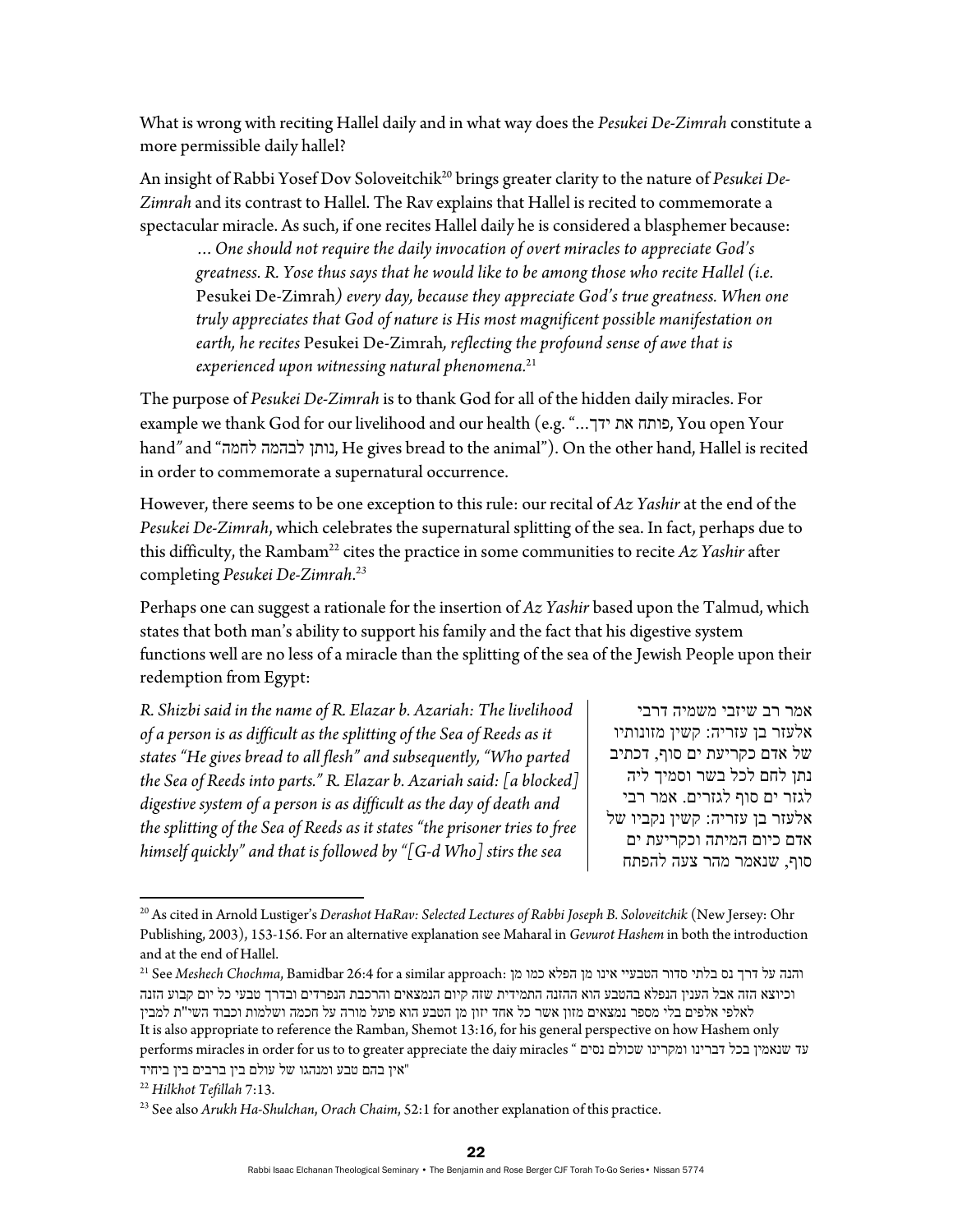What is wrong with reciting Hallel daily and in what way does the *Pesukei De-Zimrah* constitute a more permissible daily hallel?

An insight of Rabbi Yosef Dov Soloveitchik[20] brings greater clarity to the nature of *Pesukei De-Zimrah* and its contrast to Hallel. The Rav explains that Hallel is recited to commemorate a spectacular miracle. As such, if one recites Hallel daily he is considered a blasphemer because:

> *… One should not require the daily invocation of overt miracles to appreciate God's greatness. R. Yose thus says that he would like to be among those who recite Hallel (i.e.* Pesukei De-Zimrah*) every day, because they appreciate God's true greatness. When one truly appreciates that God of nature is His most magnificent possible manifestation on earth, he recites* Pesukei De-Zimrah*, reflecting the profound sense of awe that is experienced upon witnessing natural phenomena.*[21]

The purpose of *Pesukei De-Zimrah* is to thank God for all of the hidden daily miracles. For example we thank God for our livelihood and our health (e.g. "...פותח את ידך, You open Your hand" and "נותן לבהמה לחמה, He gives bread to the animal"). On the other hand, Hallel is recited in order to commemorate a supernatural occurrence.

However, there seems to be one exception to this rule: our recital of *Az Yashir* at the end of the *Pesukei De-Zimrah*, which celebrates the supernatural splitting of the sea. In fact, perhaps due to this difficulty, the Rambam[22] cites the practice in some communities to recite *Az Yashir* after completing *Pesukei De-Zimrah*.[23]

Perhaps one can suggest a rationale for the insertion of *Az Yashir* based upon the Talmud, which states that both man's ability to support his family and the fact that his digestive system functions well are no less of a miracle than the splitting of the sea of the Jewish People upon their redemption from Egypt:

*R. Shizbi said in the name of R. Elazar b. Azariah: The livelihood of a person is as difficult as the splitting of the Sea of Reeds as it states "He gives bread to all flesh" and subsequently, "Who parted the Sea of Reeds into parts." R. Elazar b. Azariah said: [a blocked] digestive system of a person is as difficult as the day of death and the splitting of the Sea of Reeds as it states "the prisoner tries to free himself quickly" and that is followed by "[G-d Who] stirs the sea*

אמר רב שיזבי משמיה דרבי אלעזר בן עזריה: קשין מזונותיו של אדם כקריעת ים סוף, דכתיב נתן לחם לכל בשר וסמיך ליה לגזר ים סוף לגזרים. אמר רבי אלעזר בן עזריה: קשין נקביו של אדם כיום המיתה וכקריעת ים סוף, שנאמר מהר צעה להפתח

---

[20] As cited in Arnold Lustiger's *Derashot HaRav: Selected Lectures of Rabbi Joseph B. Soloveitchik* (New Jersey: Ohr Publishing, 2003), 153-156. For an alternative explanation see Maharal in *Gevurot Hashem* in both the introduction and at the end of Hallel.

[21] See *Meshech Chochma*, Bamidbar 26:4 for a similar approach: והנה על דרך נס בלתי סדור הטבעיי אינו מן הפלא כמו מן וכיוצא הזה אבל הענין הנפלא בהטבע הוא ההזנה התמידית שזה קיום הנמצאים והרכבת הנפרדים ובדרך טבעי כל יום קבוע הזנה לאלפי אלפים בלי מספר נמצאים מזון אשר כל אחד יזון מן הטבע הוא פועל מורה על חכמה ושלמות וכבוד השי"ת למבין
It is also appropriate to reference the Ramban, Shemot 13:16, for his general perspective on how Hashem only performs miracles in order for us to to greater appreciate the daiy miracles " עד שנאמין בכל דברינו ומקרינו שכולם נסים אין בהם טבע ומנהגו של עולם בין ברבים בין ביחיד"

[22] *Hilkhot Tefillah* 7:13.

[23] See also *Arukh Ha-Shulchan*, *Orach Chaim*, 52:1 for another explanation of this practice.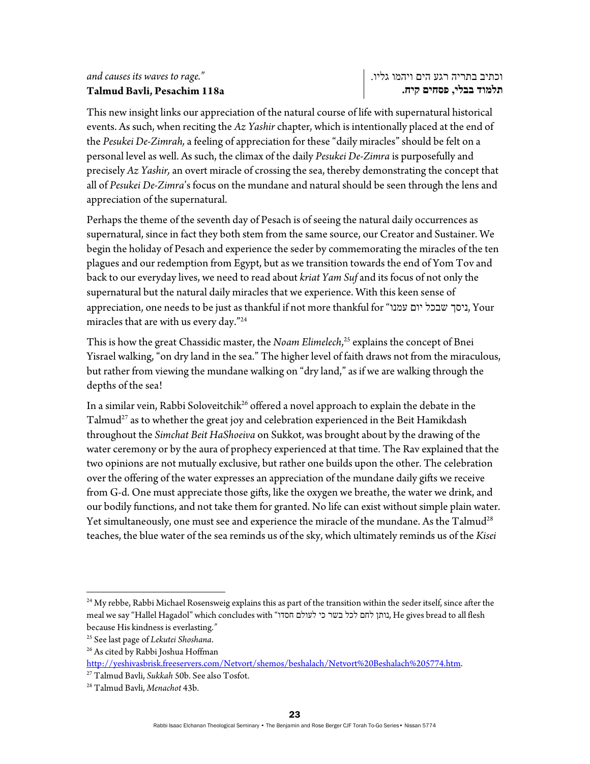*and causes its waves to rage."*
**Talmud Bavli, Pesachim 118a**

וכתיב בתריה רגע הים ויהמו גליו.
**תלמוד בבלי, פסחים קיח.**

This new insight links our appreciation of the natural course of life with supernatural historical events. As such, when reciting the *Az Yashir* chapter, which is intentionally placed at the end of the *Pesukei De-Zimrah,* a feeling of appreciation for these "daily miracles" should be felt on a personal level as well. As such, the climax of the daily *Pesukei De-Zimra* is purposefully and precisely *Az Yashir,* an overt miracle of crossing the sea, thereby demonstrating the concept that all of *Pesukei De-Zimra*'s focus on the mundane and natural should be seen through the lens and appreciation of the supernatural.

Perhaps the theme of the seventh day of Pesach is of seeing the natural daily occurrences as supernatural, since in fact they both stem from the same source, our Creator and Sustainer. We begin the holiday of Pesach and experience the seder by commemorating the miracles of the ten plagues and our redemption from Egypt, but as we transition towards the end of Yom Tov and back to our everyday lives, we need to read about *kriat Yam Suf* and its focus of not only the supernatural but the natural daily miracles that we experience. With this keen sense of appreciation, one needs to be just as thankful if not more thankful for "ניסך שבכל יום עמנו, Your miracles that are with us every day."[24]

This is how the great Chassidic master, the *Noam Elimelech*,[25] explains the concept of Bnei Yisrael walking, "on dry land in the sea." The higher level of faith draws not from the miraculous, but rather from viewing the mundane walking on "dry land," as if we are walking through the depths of the sea!

In a similar vein, Rabbi Soloveitchik[26] offered a novel approach to explain the debate in the Talmud[27] as to whether the great joy and celebration experienced in the Beit Hamikdash throughout the *Simchat Beit HaShoeiva* on Sukkot, was brought about by the drawing of the water ceremony or by the aura of prophecy experienced at that time. The Rav explained that the two opinions are not mutually exclusive, but rather one builds upon the other. The celebration over the offering of the water expresses an appreciation of the mundane daily gifts we receive from G-d. One must appreciate those gifts, like the oxygen we breathe, the water we drink, and our bodily functions, and not take them for granted. No life can exist without simple plain water. Yet simultaneously, one must see and experience the miracle of the mundane. As the Talmud[28] teaches, the blue water of the sea reminds us of the sky, which ultimately reminds us of the *Kisei*

---

[24] My rebbe, Rabbi Michael Rosensweig explains this as part of the transition within the seder itself, since after the meal we say "Hallel Hagadol" which concludes with "נותן לחם לכל בשר כי לעולם חסדו, He gives bread to all flesh because His kindness is everlasting."

[25] See last page of *Lekutei Shoshana*.

[26] As cited by Rabbi Joshua Hoffman http://yeshivasbrisk.freeservers.com/Netvort/shemos/beshalach/Netvort%20Beshalach%205774.htm.

[27] Talmud Bavli, *Sukkah* 50b. See also Tosfot.

[28] Talmud Bavli, *Menachot* 43b.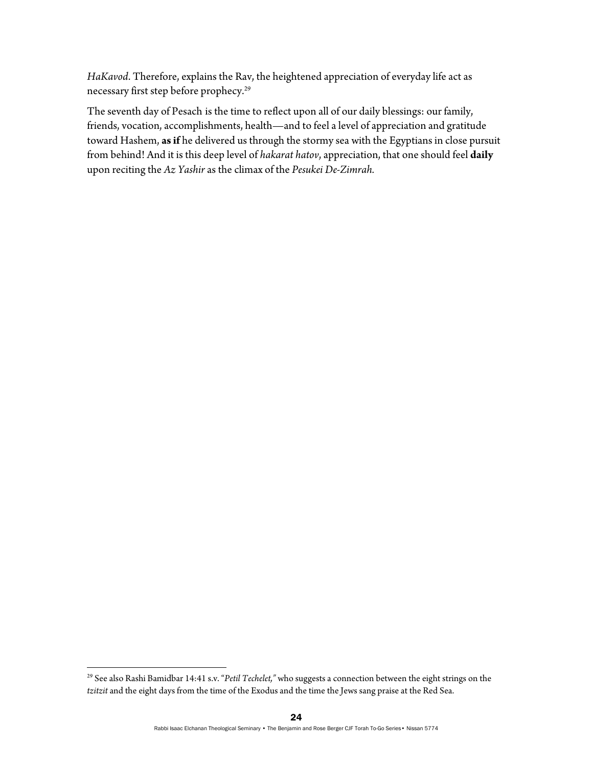*HaKavod*. Therefore, explains the Rav, the heightened appreciation of everyday life act as necessary first step before prophecy.[29]

The seventh day of Pesach is the time to reflect upon all of our daily blessings: our family, friends, vocation, accomplishments, health—and to feel a level of appreciation and gratitude toward Hashem, **as if** he delivered us through the stormy sea with the Egyptians in close pursuit from behind! And it is this deep level of *hakarat hatov*, appreciation, that one should feel **daily** upon reciting the *Az Yashir* as the climax of the *Pesukei De-Zimrah.*

---

[29] See also Rashi Bamidbar 14:41 s.v. "*Petil Techelet,"* who suggests a connection between the eight strings on the *tzitzit* and the eight days from the time of the Exodus and the time the Jews sang praise at the Red Sea.